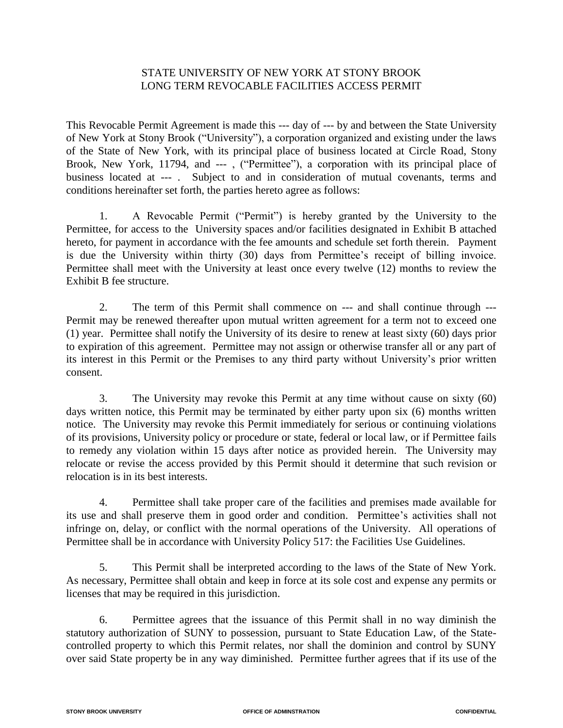STATE UNIVERSITY OF NEW YORK AT STONY BROOK
LONG TERM REVOCABLE FACILITIES ACCESS PERMIT

This Revocable Permit Agreement is made this --- day of --- by and between the State University of New York at Stony Brook ("University"), a corporation organized and existing under the laws of the State of New York, with its principal place of business located at Circle Road, Stony Brook, New York, 11794, and --- , ("Permittee"), a corporation with its principal place of business located at --- . Subject to and in consideration of mutual covenants, terms and conditions hereinafter set forth, the parties hereto agree as follows:

1. A Revocable Permit ("Permit") is hereby granted by the University to the Permittee, for access to the University spaces and/or facilities designated in Exhibit B attached hereto, for payment in accordance with the fee amounts and schedule set forth therein. Payment is due the University within thirty (30) days from Permittee's receipt of billing invoice. Permittee shall meet with the University at least once every twelve (12) months to review the Exhibit B fee structure.

2. The term of this Permit shall commence on --- and shall continue through --- Permit may be renewed thereafter upon mutual written agreement for a term not to exceed one (1) year. Permittee shall notify the University of its desire to renew at least sixty (60) days prior to expiration of this agreement. Permittee may not assign or otherwise transfer all or any part of its interest in this Permit or the Premises to any third party without University's prior written consent.

3. The University may revoke this Permit at any time without cause on sixty (60) days written notice, this Permit may be terminated by either party upon six (6) months written notice. The University may revoke this Permit immediately for serious or continuing violations of its provisions, University policy or procedure or state, federal or local law, or if Permittee fails to remedy any violation within 15 days after notice as provided herein. The University may relocate or revise the access provided by this Permit should it determine that such revision or relocation is in its best interests.

4. Permittee shall take proper care of the facilities and premises made available for its use and shall preserve them in good order and condition. Permittee's activities shall not infringe on, delay, or conflict with the normal operations of the University. All operations of Permittee shall be in accordance with University Policy 517: the Facilities Use Guidelines.

5. This Permit shall be interpreted according to the laws of the State of New York. As necessary, Permittee shall obtain and keep in force at its sole cost and expense any permits or licenses that may be required in this jurisdiction.

6. Permittee agrees that the issuance of this Permit shall in no way diminish the statutory authorization of SUNY to possession, pursuant to State Education Law, of the State-controlled property to which this Permit relates, nor shall the dominion and control by SUNY over said State property be in any way diminished. Permittee further agrees that if its use of the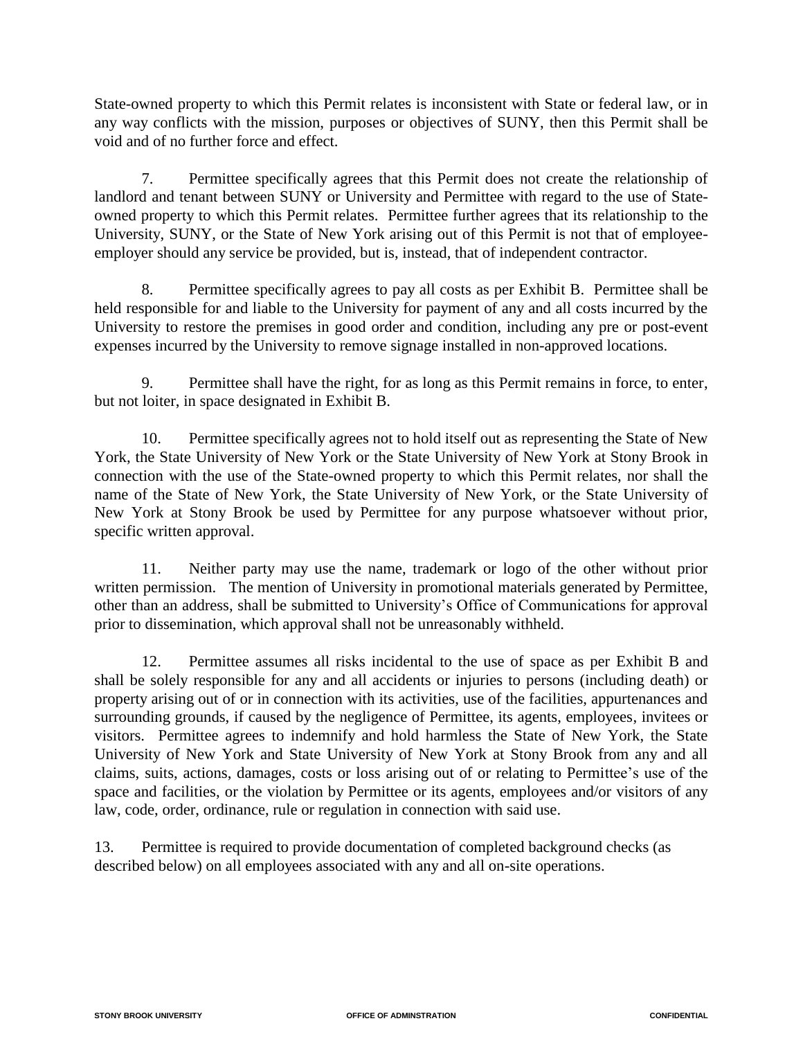State-owned property to which this Permit relates is inconsistent with State or federal law, or in any way conflicts with the mission, purposes or objectives of SUNY, then this Permit shall be void and of no further force and effect.

7. Permittee specifically agrees that this Permit does not create the relationship of landlord and tenant between SUNY or University and Permittee with regard to the use of State-owned property to which this Permit relates. Permittee further agrees that its relationship to the University, SUNY, or the State of New York arising out of this Permit is not that of employee-employer should any service be provided, but is, instead, that of independent contractor.

8. Permittee specifically agrees to pay all costs as per Exhibit B. Permittee shall be held responsible for and liable to the University for payment of any and all costs incurred by the University to restore the premises in good order and condition, including any pre or post-event expenses incurred by the University to remove signage installed in non-approved locations.

9. Permittee shall have the right, for as long as this Permit remains in force, to enter, but not loiter, in space designated in Exhibit B.

10. Permittee specifically agrees not to hold itself out as representing the State of New York, the State University of New York or the State University of New York at Stony Brook in connection with the use of the State-owned property to which this Permit relates, nor shall the name of the State of New York, the State University of New York, or the State University of New York at Stony Brook be used by Permittee for any purpose whatsoever without prior, specific written approval.

11. Neither party may use the name, trademark or logo of the other without prior written permission. The mention of University in promotional materials generated by Permittee, other than an address, shall be submitted to University's Office of Communications for approval prior to dissemination, which approval shall not be unreasonably withheld.

12. Permittee assumes all risks incidental to the use of space as per Exhibit B and shall be solely responsible for any and all accidents or injuries to persons (including death) or property arising out of or in connection with its activities, use of the facilities, appurtenances and surrounding grounds, if caused by the negligence of Permittee, its agents, employees, invitees or visitors. Permittee agrees to indemnify and hold harmless the State of New York, the State University of New York and State University of New York at Stony Brook from any and all claims, suits, actions, damages, costs or loss arising out of or relating to Permittee's use of the space and facilities, or the violation by Permittee or its agents, employees and/or visitors of any law, code, order, ordinance, rule or regulation in connection with said use.

13. Permittee is required to provide documentation of completed background checks (as described below) on all employees associated with any and all on-site operations.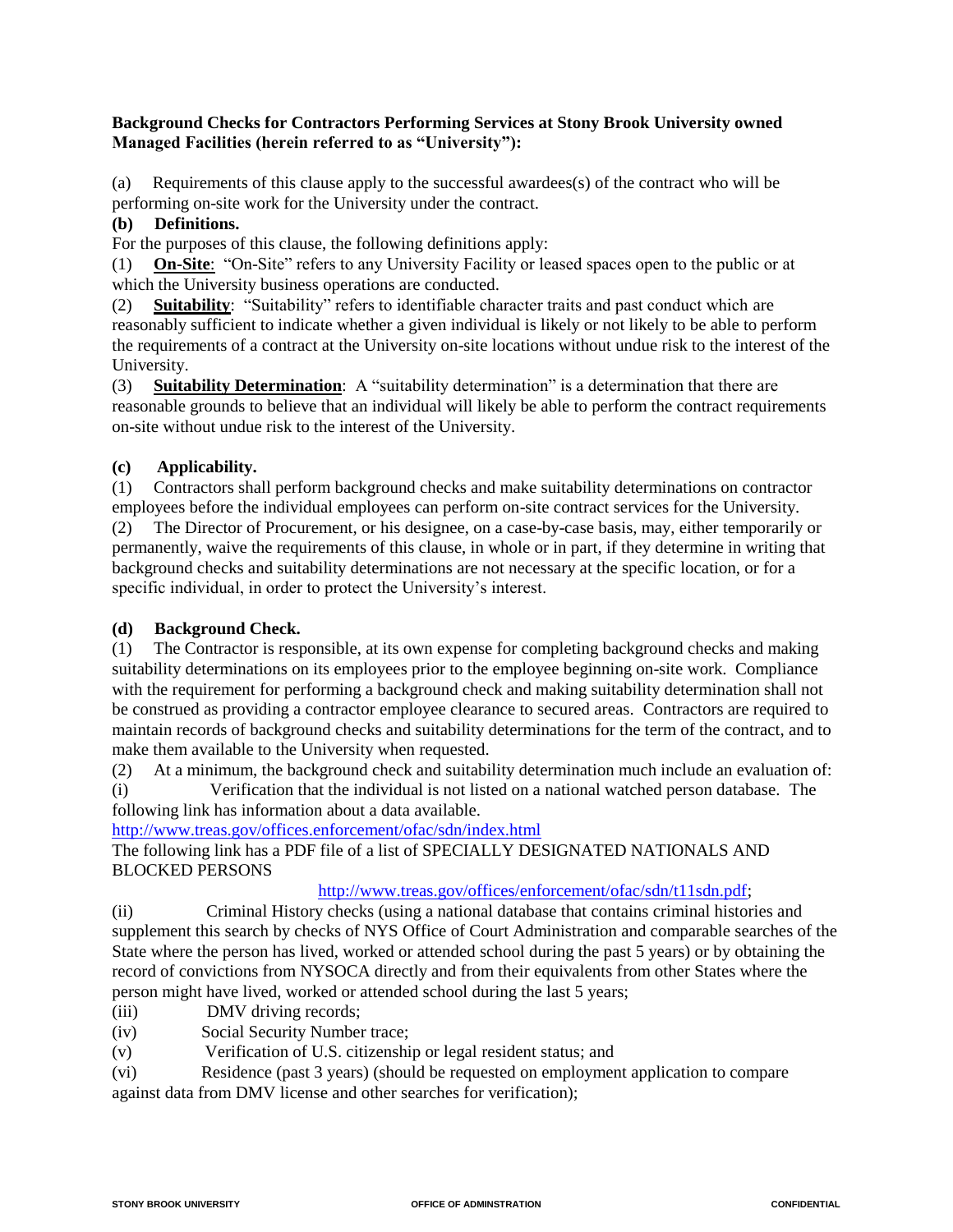**Background Checks for Contractors Performing Services at Stony Brook University owned Managed Facilities (herein referred to as "University"):**

(a) Requirements of this clause apply to the successful awardees(s) of the contract who will be performing on-site work for the University under the contract.

**(b) Definitions.**

For the purposes of this clause, the following definitions apply:

(1) **On-Site**: "On-Site" refers to any University Facility or leased spaces open to the public or at which the University business operations are conducted.

(2) **Suitability**: "Suitability" refers to identifiable character traits and past conduct which are reasonably sufficient to indicate whether a given individual is likely or not likely to be able to perform the requirements of a contract at the University on-site locations without undue risk to the interest of the University.

(3) **Suitability Determination**: A "suitability determination" is a determination that there are reasonable grounds to believe that an individual will likely be able to perform the contract requirements on-site without undue risk to the interest of the University.

**(c) Applicability.**

(1) Contractors shall perform background checks and make suitability determinations on contractor employees before the individual employees can perform on-site contract services for the University.

(2) The Director of Procurement, or his designee, on a case-by-case basis, may, either temporarily or permanently, waive the requirements of this clause, in whole or in part, if they determine in writing that background checks and suitability determinations are not necessary at the specific location, or for a specific individual, in order to protect the University's interest.

**(d) Background Check.**

(1) The Contractor is responsible, at its own expense for completing background checks and making suitability determinations on its employees prior to the employee beginning on-site work. Compliance with the requirement for performing a background check and making suitability determination shall not be construed as providing a contractor employee clearance to secured areas. Contractors are required to maintain records of background checks and suitability determinations for the term of the contract, and to make them available to the University when requested.

(2) At a minimum, the background check and suitability determination much include an evaluation of:

(i) Verification that the individual is not listed on a national watched person database. The following link has information about a data available.

http://www.treas.gov/offices.enforcement/ofac/sdn/index.html

The following link has a PDF file of a list of SPECIALLY DESIGNATED NATIONALS AND BLOCKED PERSONS

http://www.treas.gov/offices/enforcement/ofac/sdn/t11sdn.pdf;

(ii) Criminal History checks (using a national database that contains criminal histories and supplement this search by checks of NYS Office of Court Administration and comparable searches of the State where the person has lived, worked or attended school during the past 5 years) or by obtaining the record of convictions from NYSOCA directly and from their equivalents from other States where the person might have lived, worked or attended school during the last 5 years;

(iii) DMV driving records;

(iv) Social Security Number trace;

(v) Verification of U.S. citizenship or legal resident status; and

(vi) Residence (past 3 years) (should be requested on employment application to compare against data from DMV license and other searches for verification);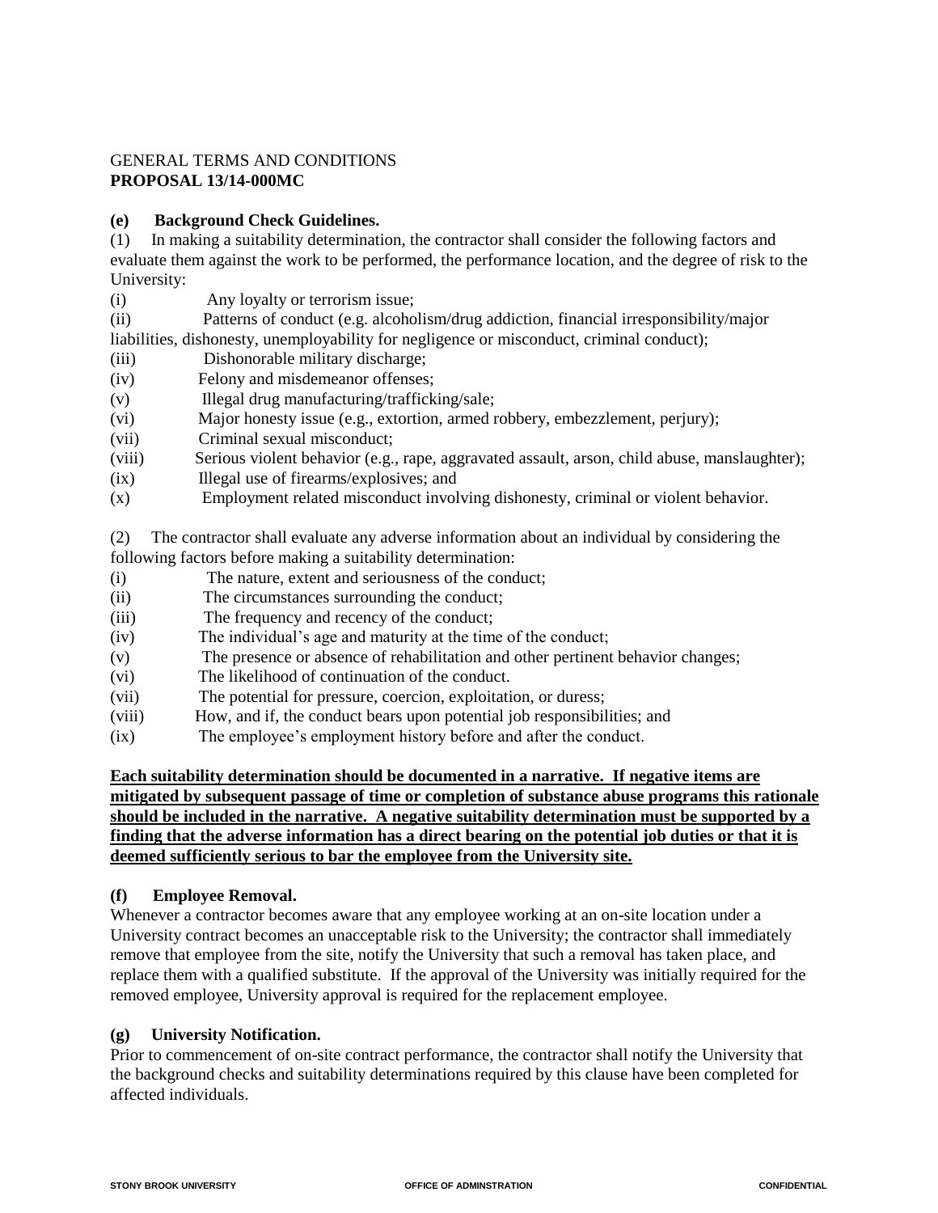GENERAL TERMS AND CONDITIONS
**PROPOSAL 13/14-000MC**

**(e) Background Check Guidelines.**

(1) In making a suitability determination, the contractor shall consider the following factors and evaluate them against the work to be performed, the performance location, and the degree of risk to the University:

(i) Any loyalty or terrorism issue;
(ii) Patterns of conduct (e.g. alcoholism/drug addiction, financial irresponsibility/major liabilities, dishonesty, unemployability for negligence or misconduct, criminal conduct);
(iii) Dishonorable military discharge;
(iv) Felony and misdemeanor offenses;
(v) Illegal drug manufacturing/trafficking/sale;
(vi) Major honesty issue (e.g., extortion, armed robbery, embezzlement, perjury);
(vii) Criminal sexual misconduct;
(viii) Serious violent behavior (e.g., rape, aggravated assault, arson, child abuse, manslaughter);
(ix) Illegal use of firearms/explosives; and
(x) Employment related misconduct involving dishonesty, criminal or violent behavior.

(2) The contractor shall evaluate any adverse information about an individual by considering the following factors before making a suitability determination:

(i) The nature, extent and seriousness of the conduct;
(ii) The circumstances surrounding the conduct;
(iii) The frequency and recency of the conduct;
(iv) The individual's age and maturity at the time of the conduct;
(v) The presence or absence of rehabilitation and other pertinent behavior changes;
(vi) The likelihood of continuation of the conduct.
(vii) The potential for pressure, coercion, exploitation, or duress;
(viii) How, and if, the conduct bears upon potential job responsibilities; and
(ix) The employee's employment history before and after the conduct.

**Each suitability determination should be documented in a narrative. If negative items are mitigated by subsequent passage of time or completion of substance abuse programs this rationale should be included in the narrative. A negative suitability determination must be supported by a finding that the adverse information has a direct bearing on the potential job duties or that it is deemed sufficiently serious to bar the employee from the University site.**

**(f) Employee Removal.**

Whenever a contractor becomes aware that any employee working at an on-site location under a University contract becomes an unacceptable risk to the University; the contractor shall immediately remove that employee from the site, notify the University that such a removal has taken place, and replace them with a qualified substitute. If the approval of the University was initially required for the removed employee, University approval is required for the replacement employee.

**(g) University Notification.**

Prior to commencement of on-site contract performance, the contractor shall notify the University that the background checks and suitability determinations required by this clause have been completed for affected individuals.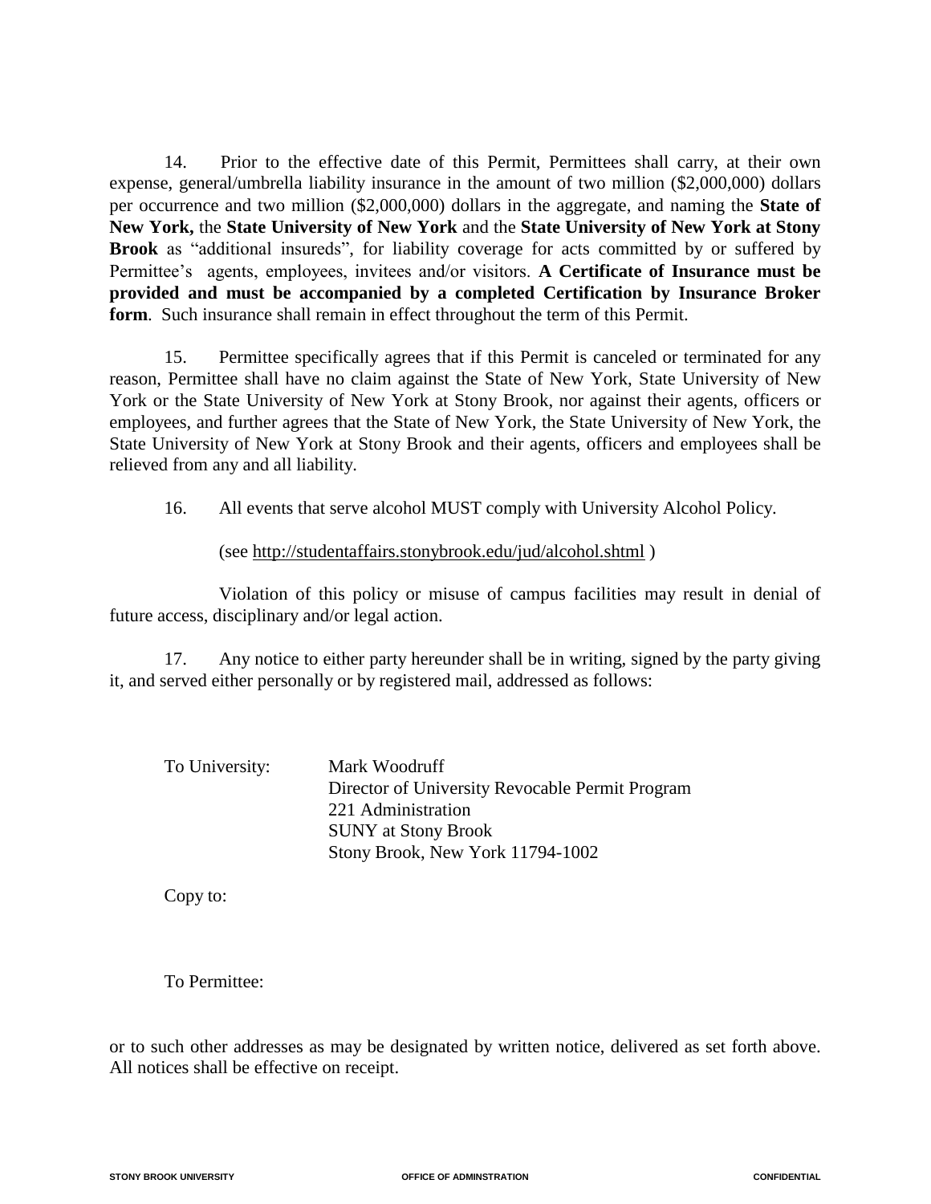14. Prior to the effective date of this Permit, Permittees shall carry, at their own expense, general/umbrella liability insurance in the amount of two million ($2,000,000) dollars per occurrence and two million ($2,000,000) dollars in the aggregate, and naming the **State of New York,** the **State University of New York** and the **State University of New York at Stony Brook** as "additional insureds", for liability coverage for acts committed by or suffered by Permittee's agents, employees, invitees and/or visitors. **A Certificate of Insurance must be provided and must be accompanied by a completed Certification by Insurance Broker form**. Such insurance shall remain in effect throughout the term of this Permit.

15. Permittee specifically agrees that if this Permit is canceled or terminated for any reason, Permittee shall have no claim against the State of New York, State University of New York or the State University of New York at Stony Brook, nor against their agents, officers or employees, and further agrees that the State of New York, the State University of New York, the State University of New York at Stony Brook and their agents, officers and employees shall be relieved from any and all liability.

16. All events that serve alcohol MUST comply with University Alcohol Policy.

(see http://studentaffairs.stonybrook.edu/jud/alcohol.shtml )

Violation of this policy or misuse of campus facilities may result in denial of future access, disciplinary and/or legal action.

17. Any notice to either party hereunder shall be in writing, signed by the party giving it, and served either personally or by registered mail, addressed as follows:

To University:

Mark Woodruff
Director of University Revocable Permit Program
221 Administration
SUNY at Stony Brook
Stony Brook, New York 11794-1002

Copy to:

To Permittee:

or to such other addresses as may be designated by written notice, delivered as set forth above. All notices shall be effective on receipt.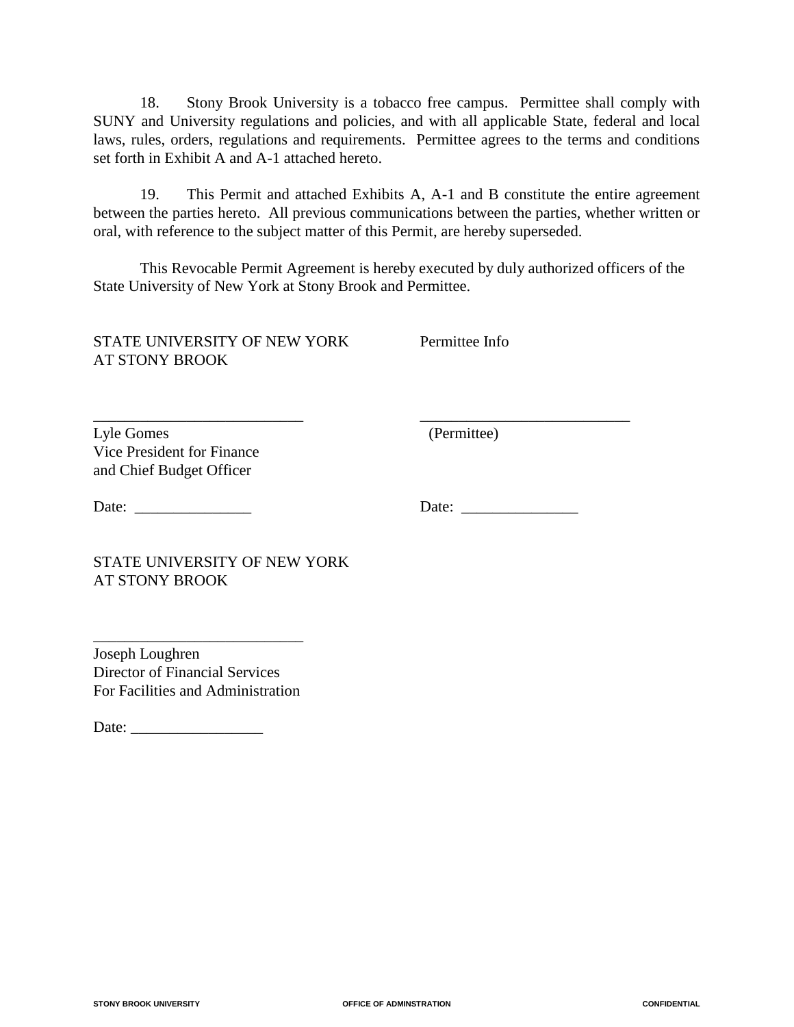18. Stony Brook University is a tobacco free campus. Permittee shall comply with SUNY and University regulations and policies, and with all applicable State, federal and local laws, rules, orders, regulations and requirements. Permittee agrees to the terms and conditions set forth in Exhibit A and A-1 attached hereto.

19. This Permit and attached Exhibits A, A-1 and B constitute the entire agreement between the parties hereto. All previous communications between the parties, whether written or oral, with reference to the subject matter of this Permit, are hereby superseded.

This Revocable Permit Agreement is hereby executed by duly authorized officers of the State University of New York at Stony Brook and Permittee.

| STATE UNIVERSITY OF NEW YORK AT STONY BROOK | Permittee Info |
|---|---|
| ___________________________ | ___________________________ |
| Lyle Gomes<br>Vice President for Finance<br>and Chief Budget Officer | (Permittee) |
| Date: _______________ | Date: _______________ |

STATE UNIVERSITY OF NEW YORK
AT STONY BROOK

___________________________

Joseph Loughren
Director of Financial Services
For Facilities and Administration

Date: _________________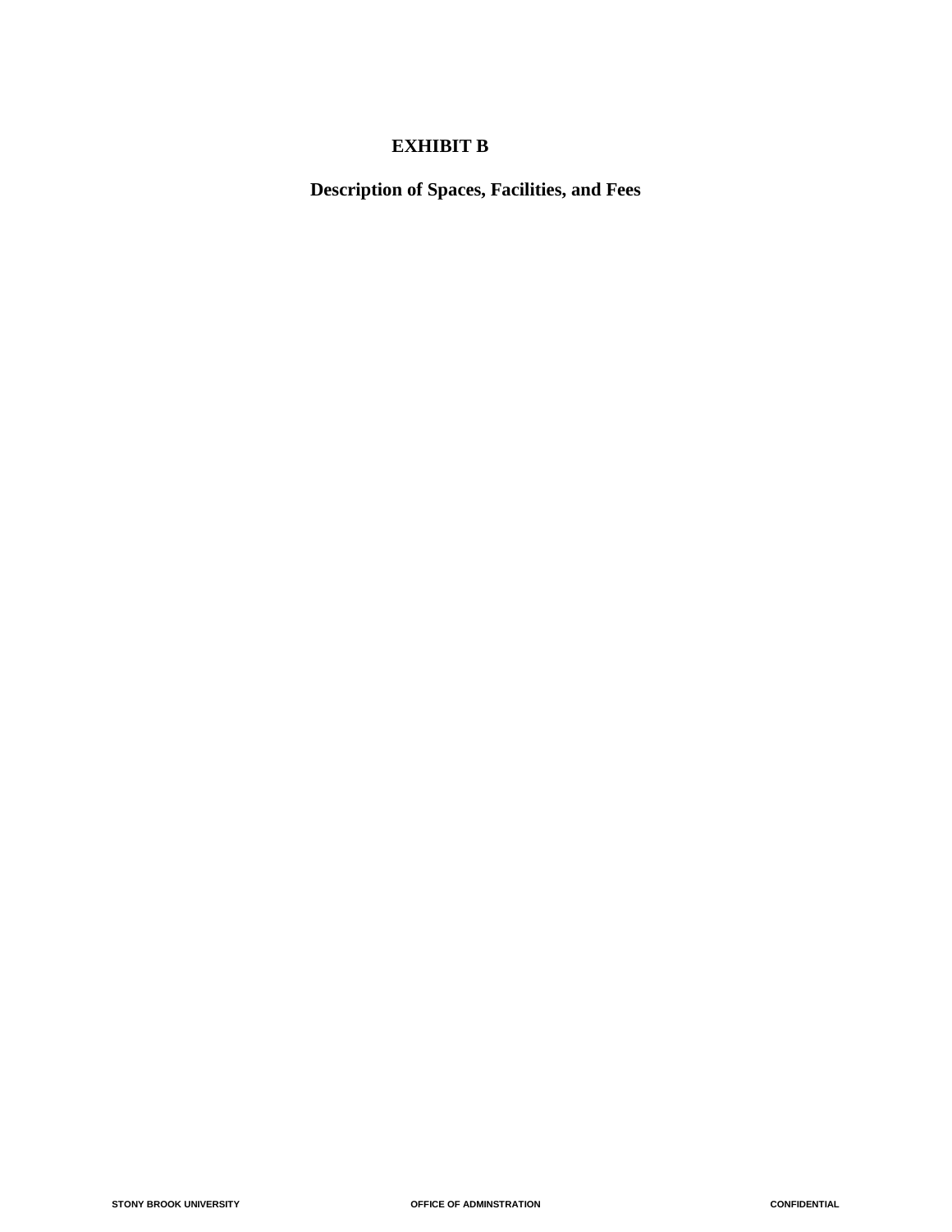# EXHIBIT B

## Description of Spaces, Facilities, and Fees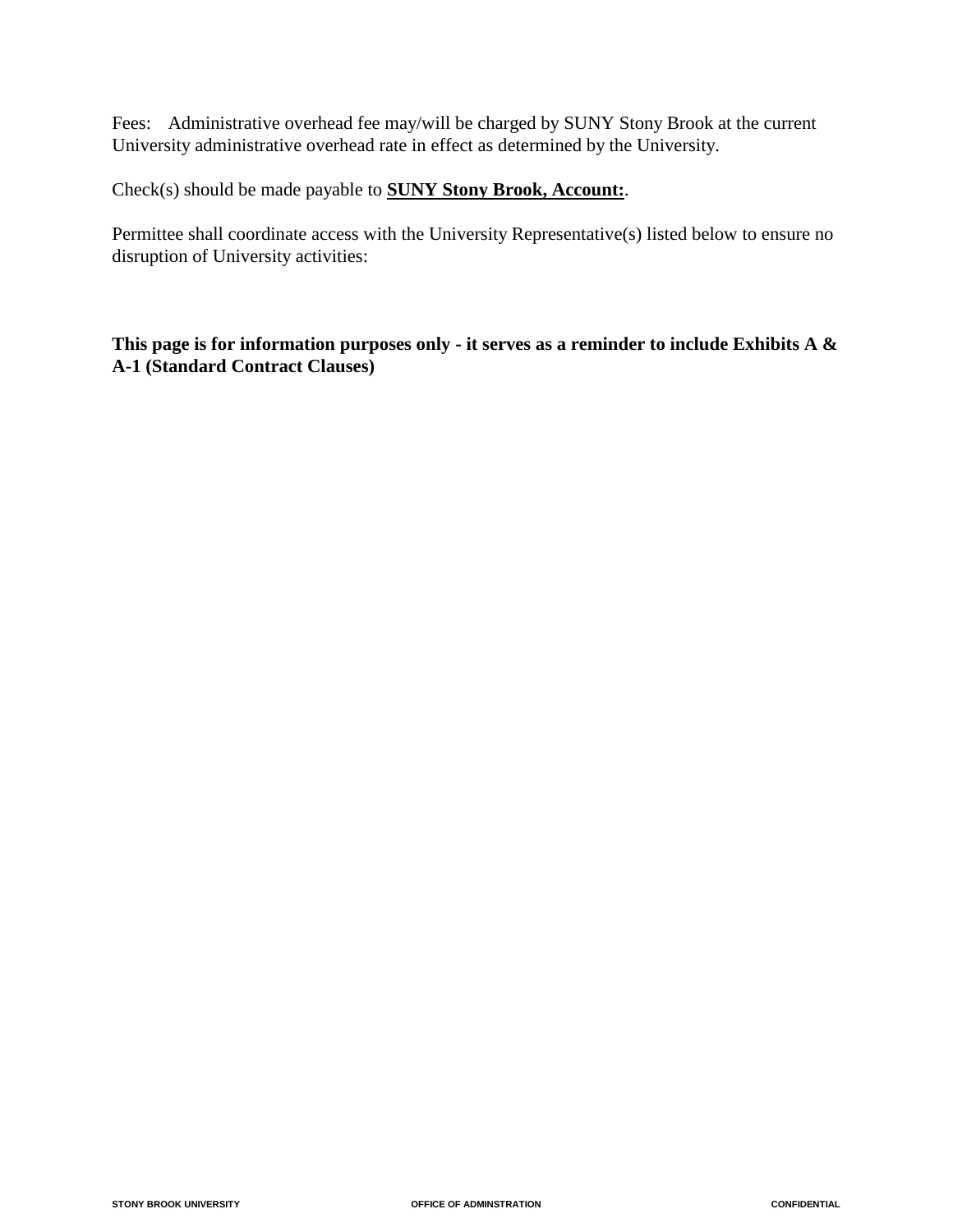Fees: Administrative overhead fee may/will be charged by SUNY Stony Brook at the current University administrative overhead rate in effect as determined by the University.

Check(s) should be made payable to **SUNY Stony Brook, Account:**.

Permittee shall coordinate access with the University Representative(s) listed below to ensure no disruption of University activities:

**This page is for information purposes only - it serves as a reminder to include Exhibits A & A-1 (Standard Contract Clauses)**